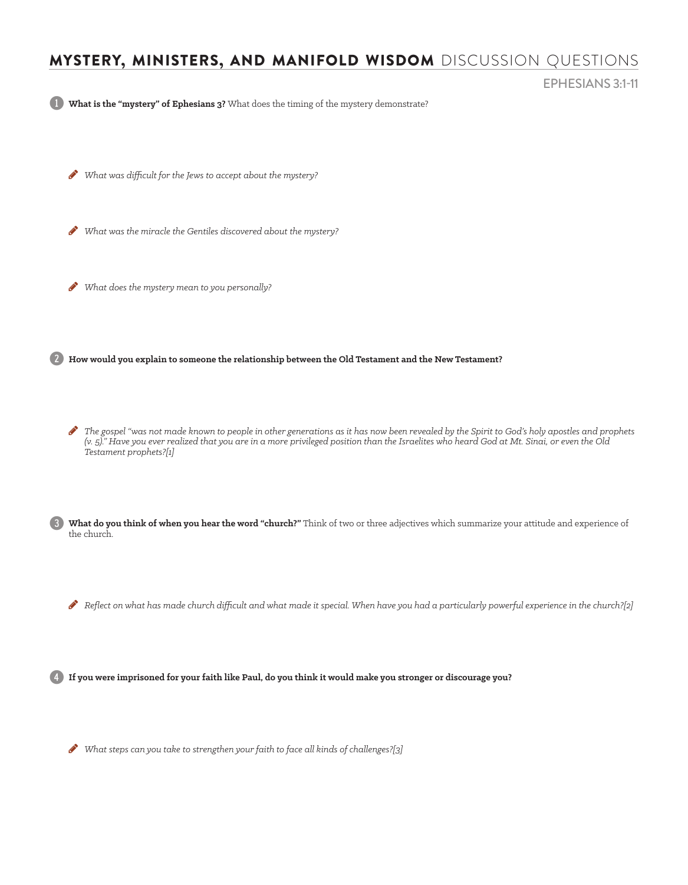# **MYSTERY, MINISTERS, AND MANIFOLD WISDOM** DISCUSSION QUESTIONS

EPHESIANS 3:1-11

1. **What is the "mystery" of Ephesians 3?** What does the timing of the mystery demonstrate?

   - *What was difficult for the Jews to accept about the mystery?*

   - *What was the miracle the Gentiles discovered about the mystery?*

   - *What does the mystery mean to you personally?*

2. **How would you explain to someone the relationship between the Old Testament and the New Testament?**

   - *The gospel "was not made known to people in other generations as it has now been revealed by the Spirit to God's holy apostles and prophets (v. 5)." Have you ever realized that you are in a more privileged position than the Israelites who heard God at Mt. Sinai, or even the Old Testament prophets?[1]*

3. **What do you think of when you hear the word "church?"** Think of two or three adjectives which summarize your attitude and experience of the church.

   - *Reflect on what has made church difficult and what made it special. When have you had a particularly powerful experience in the church?[2]*

4. **If you were imprisoned for your faith like Paul, do you think it would make you stronger or discourage you?**

   - *What steps can you take to strengthen your faith to face all kinds of challenges?[3]*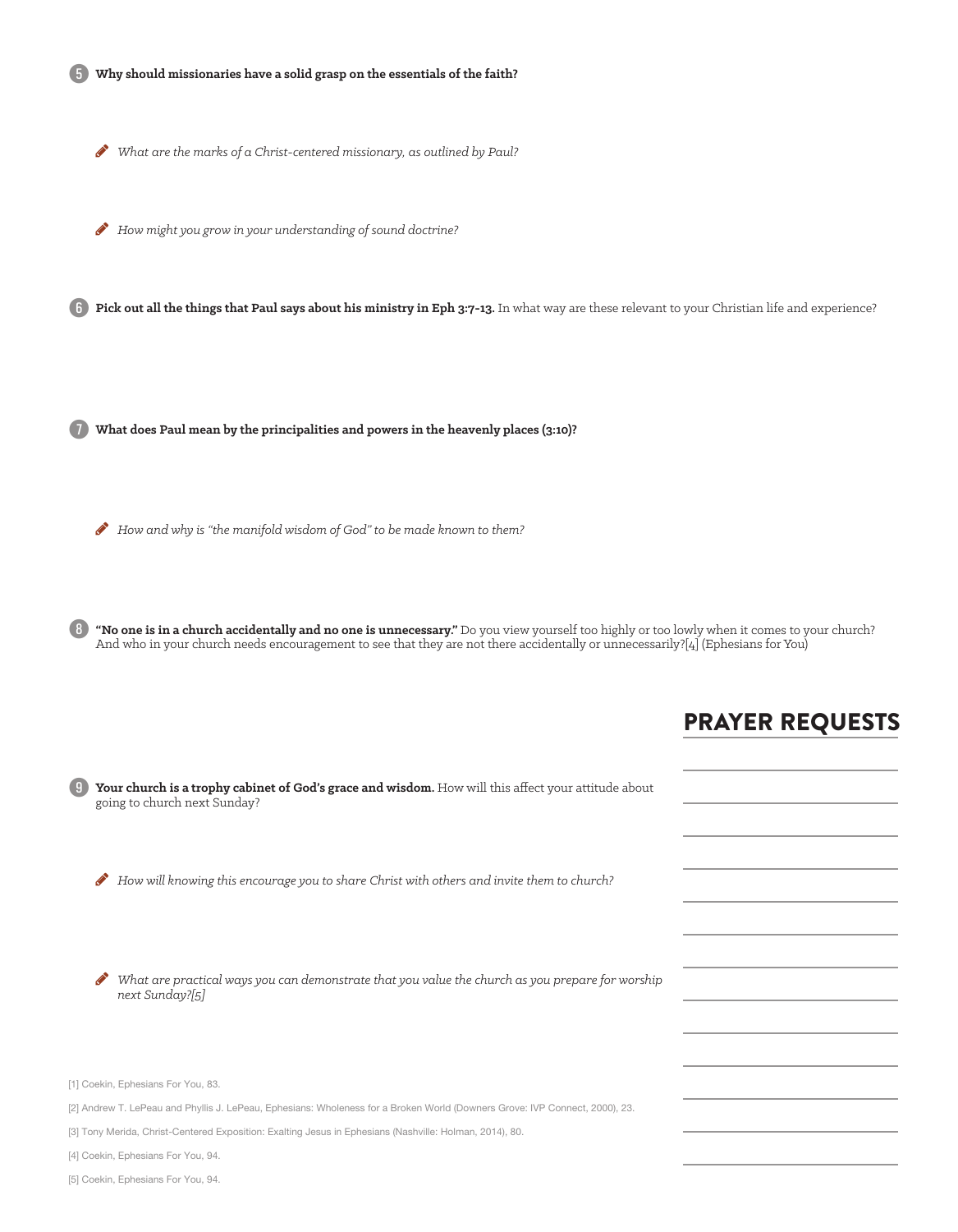5. **Why should missionaries have a solid grasp on the essentials of the faith?**

   - *What are the marks of a Christ-centered missionary, as outlined by Paul?*

   - *How might you grow in your understanding of sound doctrine?*

6. **Pick out all the things that Paul says about his ministry in Eph 3:7-13.** In what way are these relevant to your Christian life and experience?

7. **What does Paul mean by the principalities and powers in the heavenly places (3:10)?**

   - *How and why is "the manifold wisdom of God" to be made known to them?*

8. **"No one is in a church accidentally and no one is unnecessary."** Do you view yourself too highly or too lowly when it comes to your church? And who in your church needs encouragement to see that they are not there accidentally or unnecessarily?[4] (Ephesians for You)

9. **Your church is a trophy cabinet of God's grace and wisdom.** How will this affect your attitude about going to church next Sunday?

   - *How will knowing this encourage you to share Christ with others and invite them to church?*

   - *What are practical ways you can demonstrate that you value the church as you prepare for worship next Sunday?[5]*

## PRAYER REQUESTS

[1] Coekin, Ephesians For You, 83.

[2] Andrew T. LePeau and Phyllis J. LePeau, Ephesians: Wholeness for a Broken World (Downers Grove: IVP Connect, 2000), 23.

[3] Tony Merida, Christ-Centered Exposition: Exalting Jesus in Ephesians (Nashville: Holman, 2014), 80.

[4] Coekin, Ephesians For You, 94.

[5] Coekin, Ephesians For You, 94.